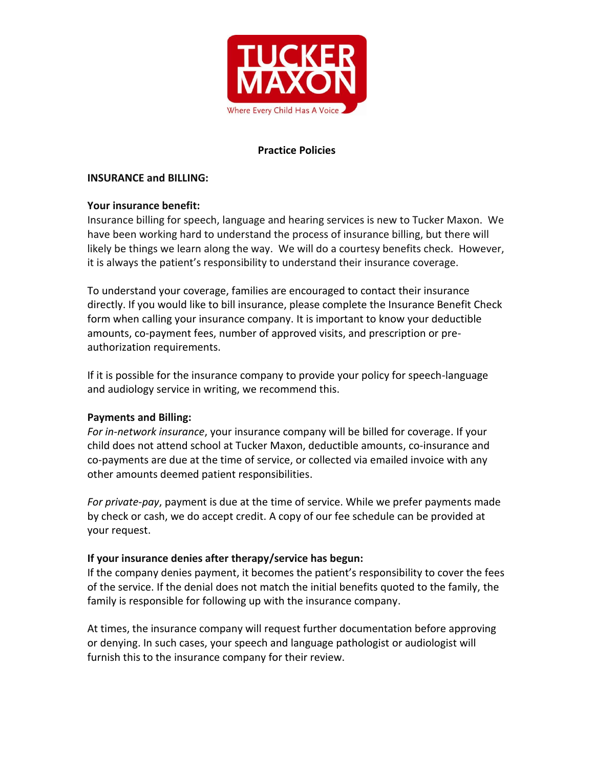# TUCKER MAXON

Where Every Child Has A Voice

## Practice Policies

### INSURANCE and BILLING:

**Your insurance benefit:**

Insurance billing for speech, language and hearing services is new to Tucker Maxon. We have been working hard to understand the process of insurance billing, but there will likely be things we learn along the way. We will do a courtesy benefits check. However, it is always the patient's responsibility to understand their insurance coverage.

To understand your coverage, families are encouraged to contact their insurance directly. If you would like to bill insurance, please complete the Insurance Benefit Check form when calling your insurance company. It is important to know your deductible amounts, co-payment fees, number of approved visits, and prescription or pre-authorization requirements.

If it is possible for the insurance company to provide your policy for speech-language and audiology service in writing, we recommend this.

**Payments and Billing:**

*For in-network insurance*, your insurance company will be billed for coverage. If your child does not attend school at Tucker Maxon, deductible amounts, co-insurance and co-payments are due at the time of service, or collected via emailed invoice with any other amounts deemed patient responsibilities.

*For private-pay*, payment is due at the time of service. While we prefer payments made by check or cash, we do accept credit. A copy of our fee schedule can be provided at your request.

**If your insurance denies after therapy/service has begun:**

If the company denies payment, it becomes the patient's responsibility to cover the fees of the service. If the denial does not match the initial benefits quoted to the family, the family is responsible for following up with the insurance company.

At times, the insurance company will request further documentation before approving or denying. In such cases, your speech and language pathologist or audiologist will furnish this to the insurance company for their review.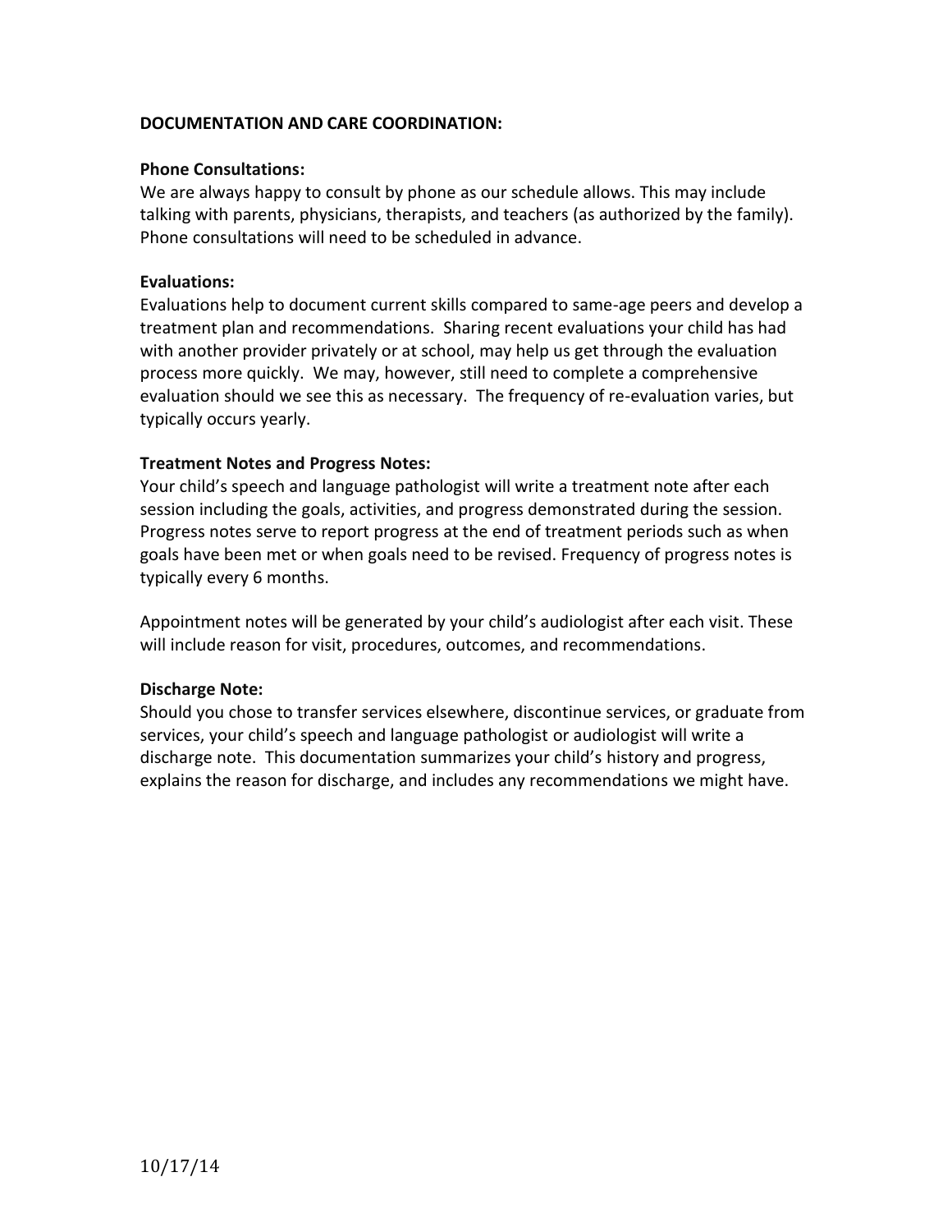**DOCUMENTATION AND CARE COORDINATION:**

**Phone Consultations:**
We are always happy to consult by phone as our schedule allows. This may include talking with parents, physicians, therapists, and teachers (as authorized by the family). Phone consultations will need to be scheduled in advance.

**Evaluations:**
Evaluations help to document current skills compared to same-age peers and develop a treatment plan and recommendations. Sharing recent evaluations your child has had with another provider privately or at school, may help us get through the evaluation process more quickly. We may, however, still need to complete a comprehensive evaluation should we see this as necessary. The frequency of re-evaluation varies, but typically occurs yearly.

**Treatment Notes and Progress Notes:**
Your child's speech and language pathologist will write a treatment note after each session including the goals, activities, and progress demonstrated during the session. Progress notes serve to report progress at the end of treatment periods such as when goals have been met or when goals need to be revised. Frequency of progress notes is typically every 6 months.

Appointment notes will be generated by your child's audiologist after each visit. These will include reason for visit, procedures, outcomes, and recommendations.

**Discharge Note:**
Should you chose to transfer services elsewhere, discontinue services, or graduate from services, your child's speech and language pathologist or audiologist will write a discharge note. This documentation summarizes your child's history and progress, explains the reason for discharge, and includes any recommendations we might have.

10/17/14